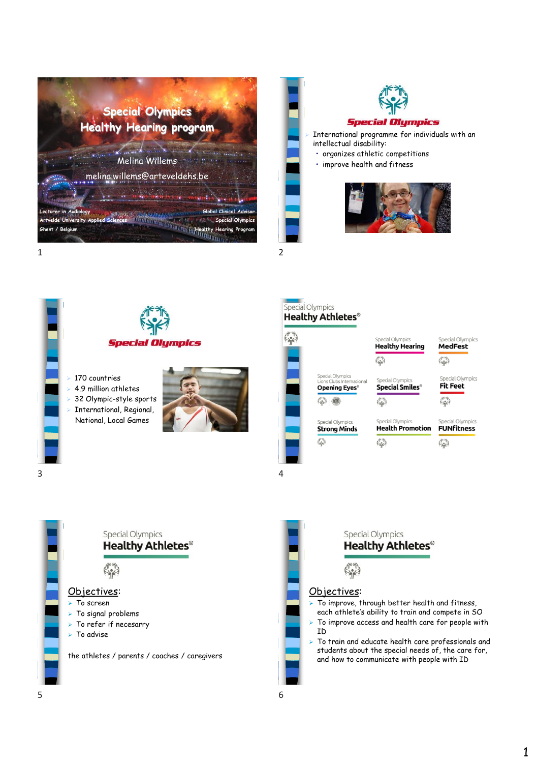# Special Olympics Healthy Hearing program

Melina Willems

melina.willems@arteveldehs.be

Lecturer in Audiology
Artvelde University Applied Sciences
Ghent / Belgium

Global Clinical Advisor
Special Olympics
Healthy Hearing Program

---

## Special Olympics

- International programme for individuals with an intellectual disability:
  - organizes athletic competitions
  - improve health and fitness

---

## Special Olympics

- 170 countries
- 4.9 million athletes
- 32 Olympic-style sports
- International, Regional, National, Local Games

---

## Special Olympics Healthy Athletes®

- Special Olympics Healthy Hearing
- Special Olympics MedFest
- Special Olympics Lions Clubs International Opening Eyes®
- Special Olympics Special Smiles®
- Special Olympics Fit Feet
- Special Olympics Strong Minds
- Special Olympics Health Promotion
- Special Olympics FUNfitness

---

## Special Olympics Healthy Athletes®

Objectives:

- To screen
- To signal problems
- To refer if necesarry
- To advise

the athletes / parents / coaches / caregivers

---

## Special Olympics Healthy Athletes®

Objectives:

- To improve, through better health and fitness, each athlete's ability to train and compete in SO
- To improve access and health care for people with ID
- To train and educate health care professionals and students about the special needs of, the care for, and how to communicate with people with ID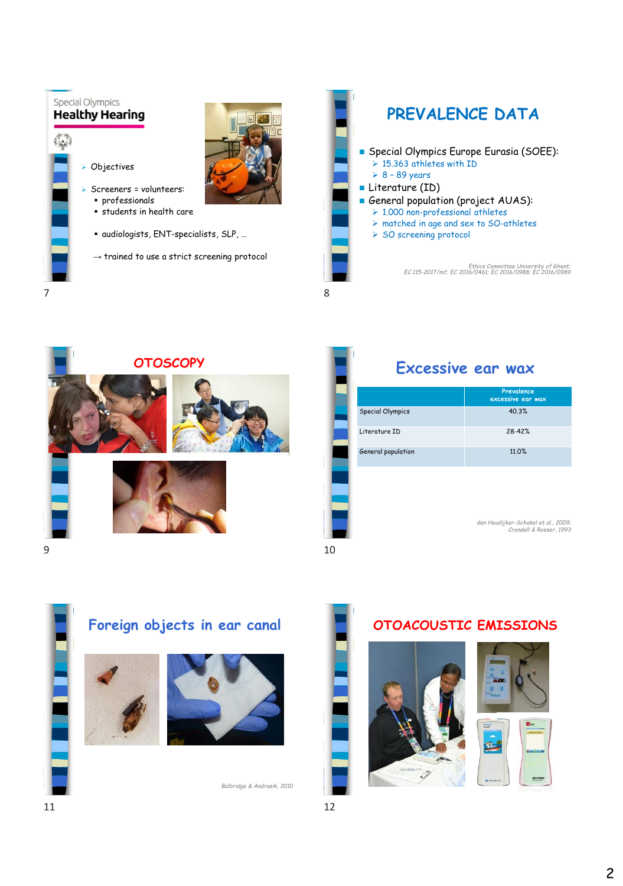## Special Olympics Healthy Hearing

- Objectives
- Screeners = volunteers:
  - professionals
  - students in health care
  - audiologists, ENT-specialists, SLP, …

→ trained to use a strict screening protocol

## PREVALENCE DATA

- Special Olympics Europe Eurasia (SOEE):
  - 15.363 athletes with ID
  - 8 – 89 years
- Literature (ID)
- General population (project AUAS):
  - 1.000 non-professional athletes
  - matched in age and sex to SO-athletes
  - SO screening protocol

*Ethics Committee University of Ghent: EC 115-2017/mf; EC 2016/0461; EC 2016/0988; EC 2016/0989*

## OTOSCOPY

## Excessive ear wax

| | Prevalence excessive ear wax |
|---|---|
| Special Olympics | 40.3% |
| Literature ID | 28-42% |
| General population | 11.0% |

*den Houdijker-Schakel et al., 2009; Crandell & Roeser, 1993*

## Foreign objects in ear canal

*Balbridge & Andrasik, 2010*

## OTOACOUSTIC EMISSIONS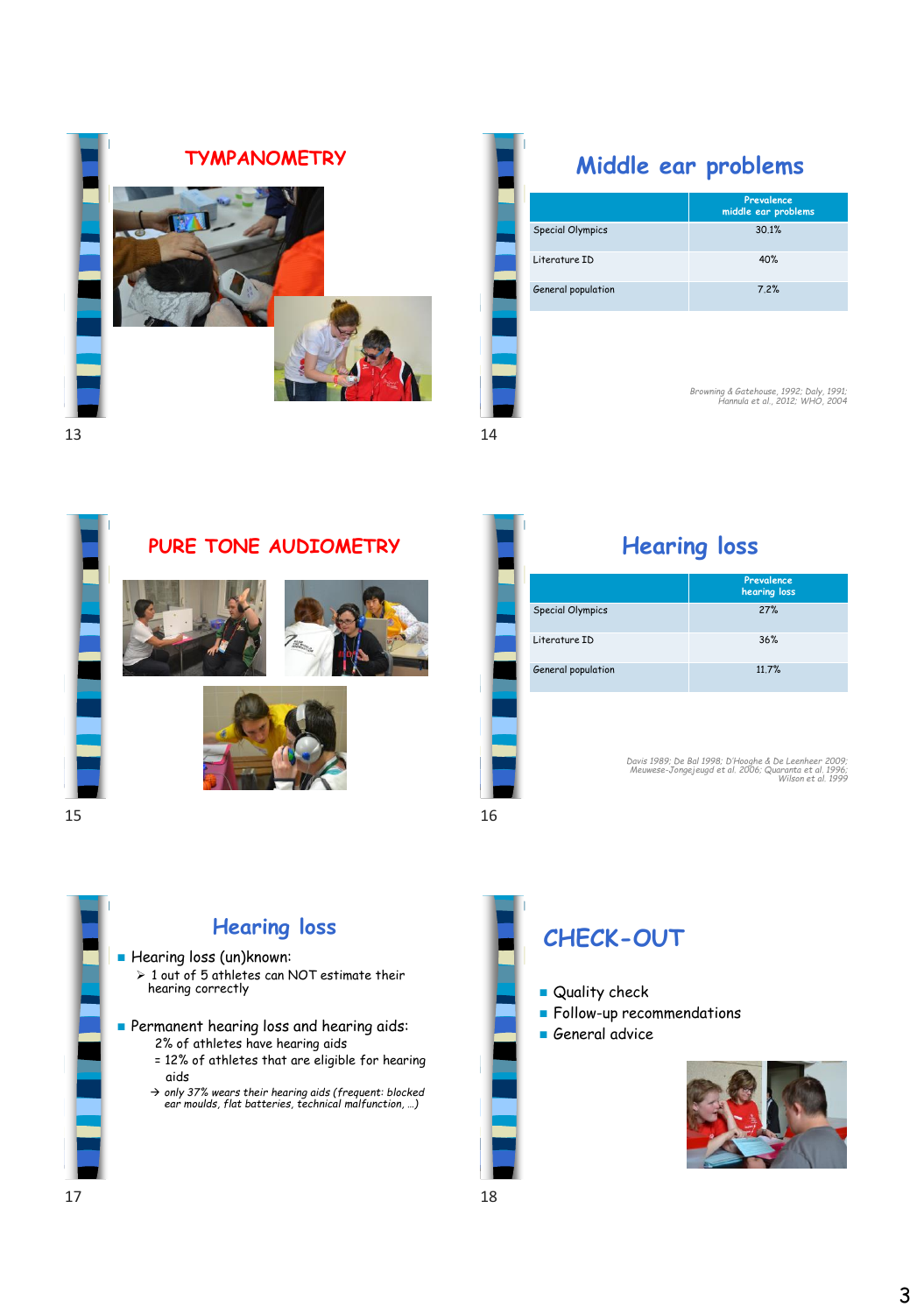## TYMPANOMETRY

## Middle ear problems

| | Prevalence middle ear problems |
|---|---|
| Special Olympics | 30.1% |
| Literature ID | 40% |
| General population | 7.2% |

*Browning & Gatehouse, 1992; Daly, 1991; Hannula et al., 2012; WHO, 2004*

## PURE TONE AUDIOMETRY

## Hearing loss

| | Prevalence hearing loss |
|---|---|
| Special Olympics | 27% |
| Literature ID | 36% |
| General population | 11.7% |

*Davis 1989; De Bal 1998; D'Hooghe & De Leenheer 2009; Meuwese-Jongejeugd et al. 2006; Quaranta et al. 1996; Wilson et al. 1999*

## Hearing loss

- Hearing loss (un)known:
  - 1 out of 5 athletes can NOT estimate their hearing correctly
- Permanent hearing loss and hearing aids:
  - 2% of athletes have hearing aids
  - = 12% of athletes that are eligible for hearing aids
  - → *only 37% wears their hearing aids (frequent: blocked ear moulds, flat batteries, technical malfunction, …)*

## CHECK-OUT

- Quality check
- Follow-up recommendations
- General advice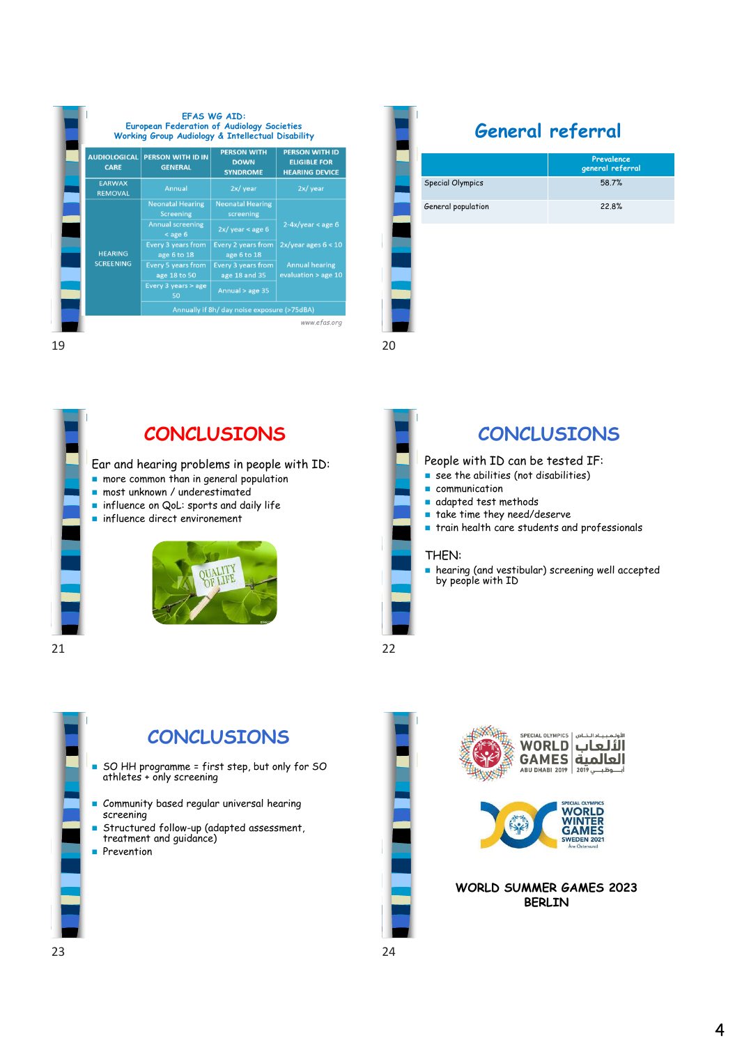EFAS WG AID:
European Federation of Audiology Societies
Working Group Audiology & Intellectual Disability

| AUDIOLOGICAL CARE | PERSON WITH ID IN GENERAL | PERSON WITH DOWN SYNDROME | PERSON WITH ID ELIGIBLE FOR HEARING DEVICE |
|---|---|---|---|
| EARWAX REMOVAL | Annual | 2x/ year | 2x/ year |
| HEARING SCREENING | Neonatal Hearing Screening | Neonatal Hearing screening | 2-4x/year < age 6 |
| | Annual screening < age 6 | 2x/ year < age 6 | |
| | Every 3 years from age 6 to 18 | Every 2 years from age 6 to 18 | 2x/year ages 6 < 10 |
| | Every 5 years from age 18 to 50 | Every 3 years from age 18 and 35 | Annual hearing evaluation > age 10 |
| | Every 3 years > age 50 | Annual > age 35 | |
| | Annually if 8h/ day noise exposure (>75dBA) | | |

www.efas.org

# General referral

| | Prevalence general referral |
|---|---|
| Special Olympics | 58.7% |
| General population | 22.8% |

# CONCLUSIONS

Ear and hearing problems in people with ID:

- more common than in general population
- most unknown / underestimated
- influence on QoL: sports and daily life
- influence direct environement

# CONCLUSIONS

People with ID can be tested IF:

- see the abilities (not disabilities)
- communication
- adapted test methods
- take time they need/deserve
- train health care students and professionals

THEN:

- hearing (and vestibular) screening well accepted by people with ID

# CONCLUSIONS

- SO HH programme = first step, but only for SO athletes + only screening
- Community based regular universal hearing screening
- Structured follow-up (adapted assessment, treatment and guidance)
- Prevention

SPECIAL OLYMPICS WORLD GAMES ABU DHABI 2019 الأولمبياد الخاص الألعاب العالمية أبوظبي 2019

SPECIAL OLYMPICS WORLD WINTER GAMES SWEDEN 2021 Åre Östersund

**WORLD SUMMER GAMES 2023 BERLIN**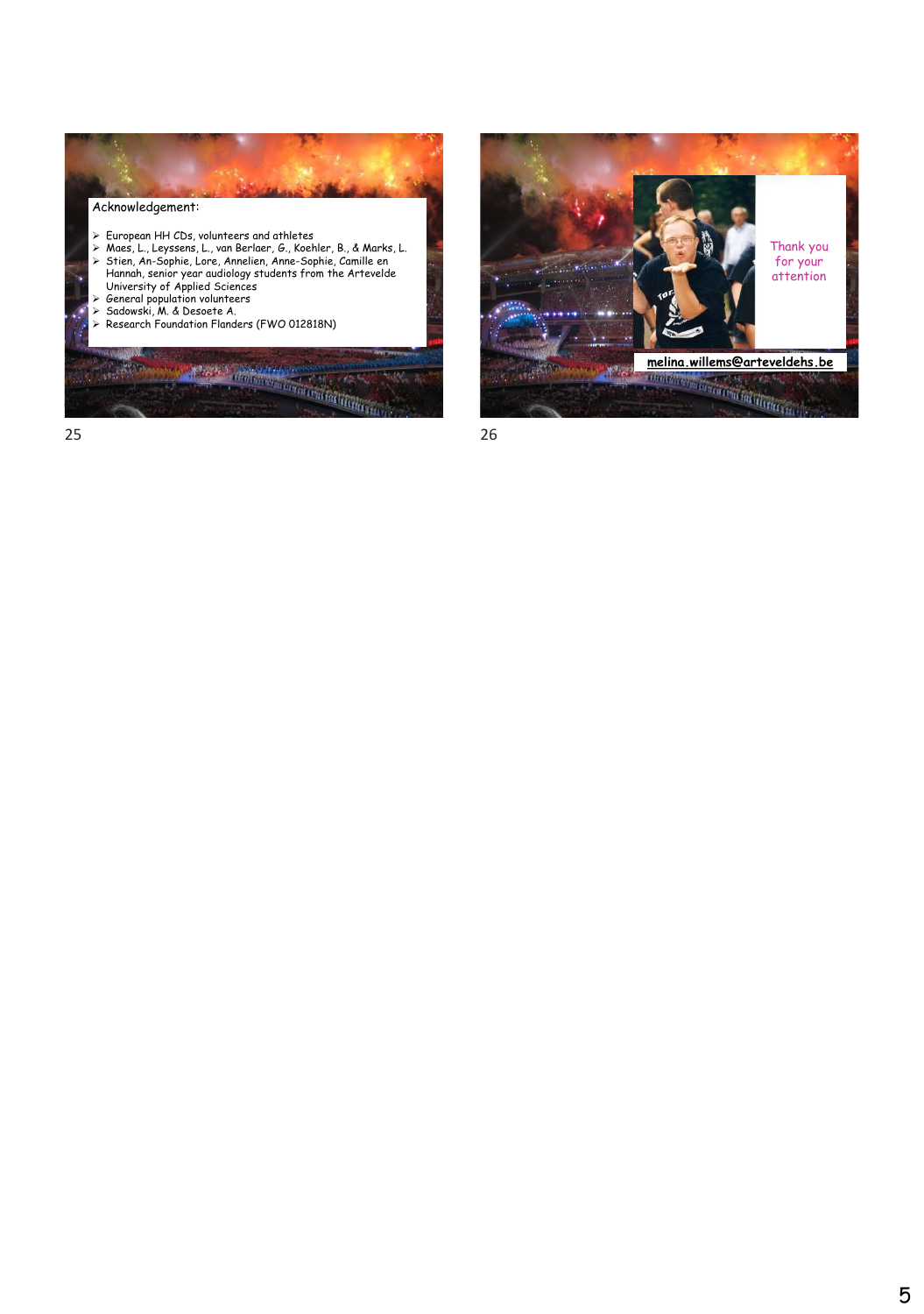Acknowledgement:

- European HH CDs, volunteers and athletes
- Maes, L., Leyssens, L., van Berlaer, G., Koehler, B., & Marks, L.
- Stien, An-Sophie, Lore, Annelien, Anne-Sophie, Camille en Hannah, senior year audiology students from the Artevelde University of Applied Sciences
- General population volunteers
- Sadowski, M. & Desoete A.
- Research Foundation Flanders (FWO 012818N)

Thank you for your attention

**melina.willems@arteveldehs.be**